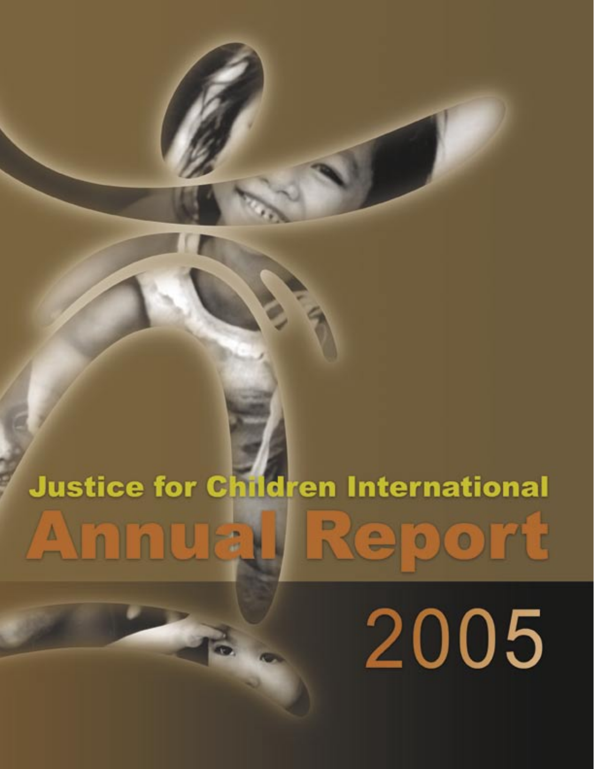# Justice for Children International

# Annual Report

# 2005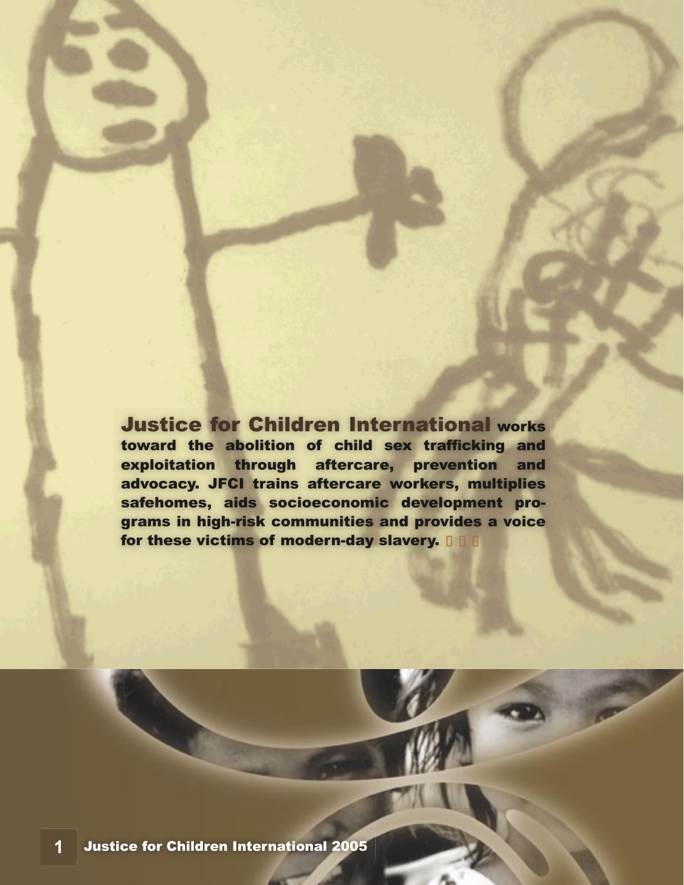**Justice for Children International** works toward the abolition of child sex trafficking and exploitation through aftercare, prevention and advocacy. JFCI trains aftercare workers, multiplies safehomes, aids socioeconomic development programs in high-risk communities and provides a voice for these victims of modern-day slavery.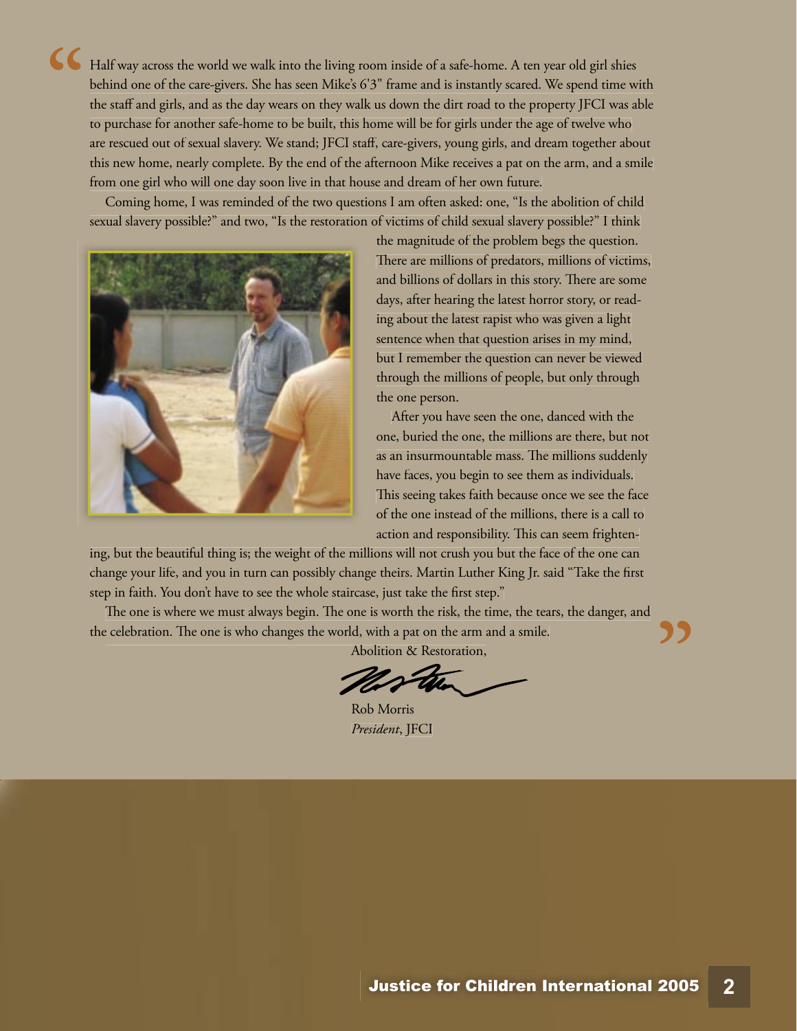"Half way across the world we walk into the living room inside of a safe-home. A ten year old girl shies behind one of the care-givers. She has seen Mike's 6'3" frame and is instantly scared. We spend time with the staff and girls, and as the day wears on they walk us down the dirt road to the property JFCI was able to purchase for another safe-home to be built, this home will be for girls under the age of twelve who are rescued out of sexual slavery. We stand; JFCI staff, care-givers, young girls, and dream together about this new home, nearly complete. By the end of the afternoon Mike receives a pat on the arm, and a smile from one girl who will one day soon live in that house and dream of her own future.

Coming home, I was reminded of the two questions I am often asked: one, "Is the abolition of child sexual slavery possible?" and two, "Is the restoration of victims of child sexual slavery possible?" I think the magnitude of the problem begs the question. There are millions of predators, millions of victims, and billions of dollars in this story. There are some days, after hearing the latest horror story, or reading about the latest rapist who was given a light sentence when that question arises in my mind, but I remember the question can never be viewed through the millions of people, but only through the one person.

After you have seen the one, danced with the one, buried the one, the millions are there, but not as an insurmountable mass. The millions suddenly have faces, you begin to see them as individuals. This seeing takes faith because once we see the face of the one instead of the millions, there is a call to action and responsibility. This can seem frightening, but the beautiful thing is; the weight of the millions will not crush you but the face of the one can change your life, and you in turn can possibly change theirs. Martin Luther King Jr. said "Take the first step in faith. You don't have to see the whole staircase, just take the first step."

The one is where we must always begin. The one is worth the risk, the time, the tears, the danger, and the celebration. The one is who changes the world, with a pat on the arm and a smile."

Abolition & Restoration,

Rob Morris
*President*, JFCI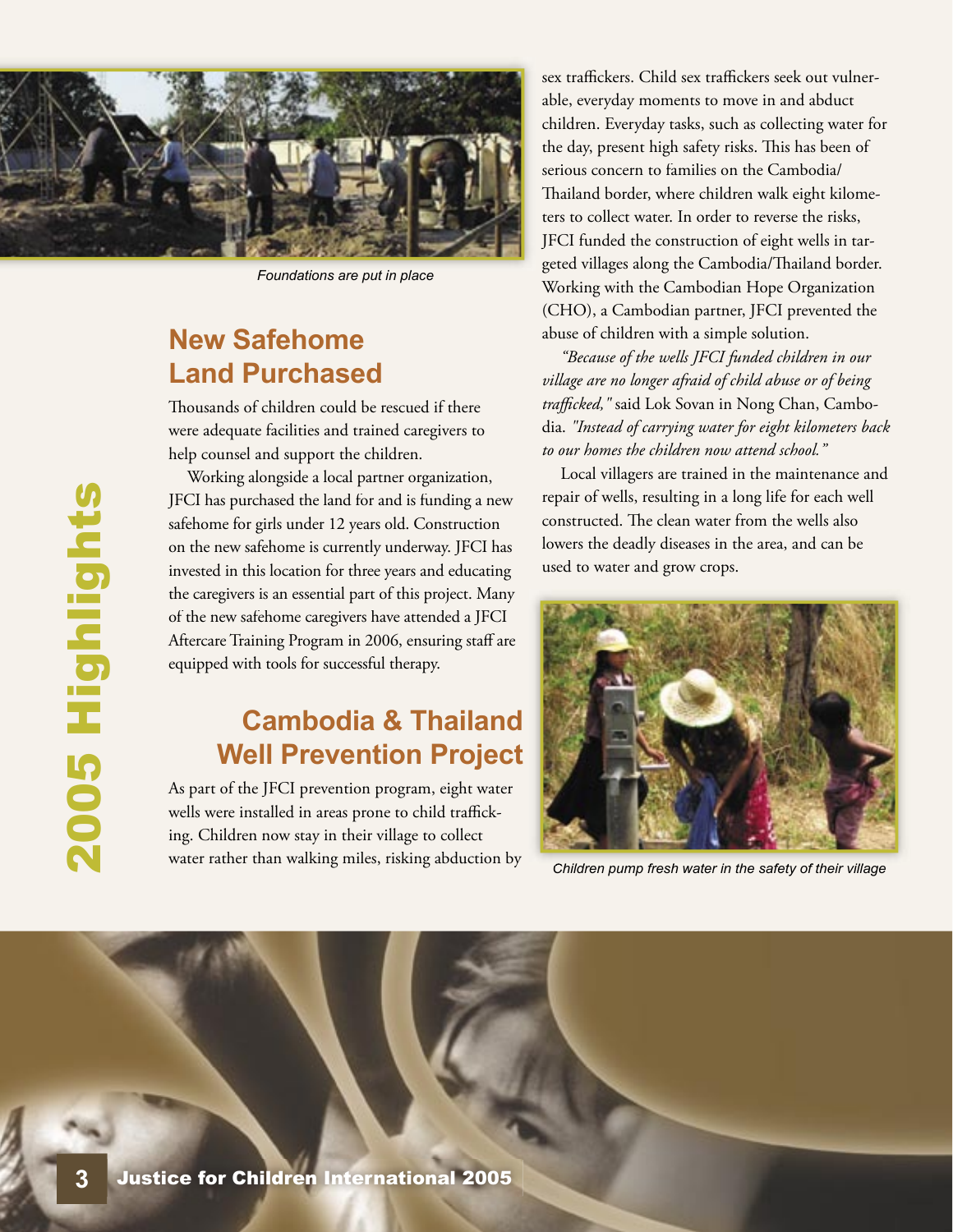Foundations are put in place

## New Safehome Land Purchased

Thousands of children could be rescued if there were adequate facilities and trained caregivers to help counsel and support the children.

Working alongside a local partner organization, JFCI has purchased the land for and is funding a new safehome for girls under 12 years old. Construction on the new safehome is currently underway. JFCI has invested in this location for three years and educating the caregivers is an essential part of this project. Many of the new safehome caregivers have attended a JFCI Aftercare Training Program in 2006, ensuring staff are equipped with tools for successful therapy.

## Cambodia & Thailand Well Prevention Project

As part of the JFCI prevention program, eight water wells were installed in areas prone to child trafficking. Children now stay in their village to collect water rather than walking miles, risking abduction by sex traffickers. Child sex traffickers seek out vulnerable, everyday moments to move in and abduct children. Everyday tasks, such as collecting water for the day, present high safety risks. This has been of serious concern to families on the Cambodia/Thailand border, where children walk eight kilometers to collect water. In order to reverse the risks, JFCI funded the construction of eight wells in targeted villages along the Cambodia/Thailand border. Working with the Cambodian Hope Organization (CHO), a Cambodian partner, JFCI prevented the abuse of children with a simple solution.

*"Because of the wells JFCI funded children in our village are no longer afraid of child abuse or of being trafficked,"* said Lok Sovan in Nong Chan, Cambodia. *"Instead of carrying water for eight kilometers back to our homes the children now attend school."*

Local villagers are trained in the maintenance and repair of wells, resulting in a long life for each well constructed. The clean water from the wells also lowers the deadly diseases in the area, and can be used to water and grow crops.

Children pump fresh water in the safety of their village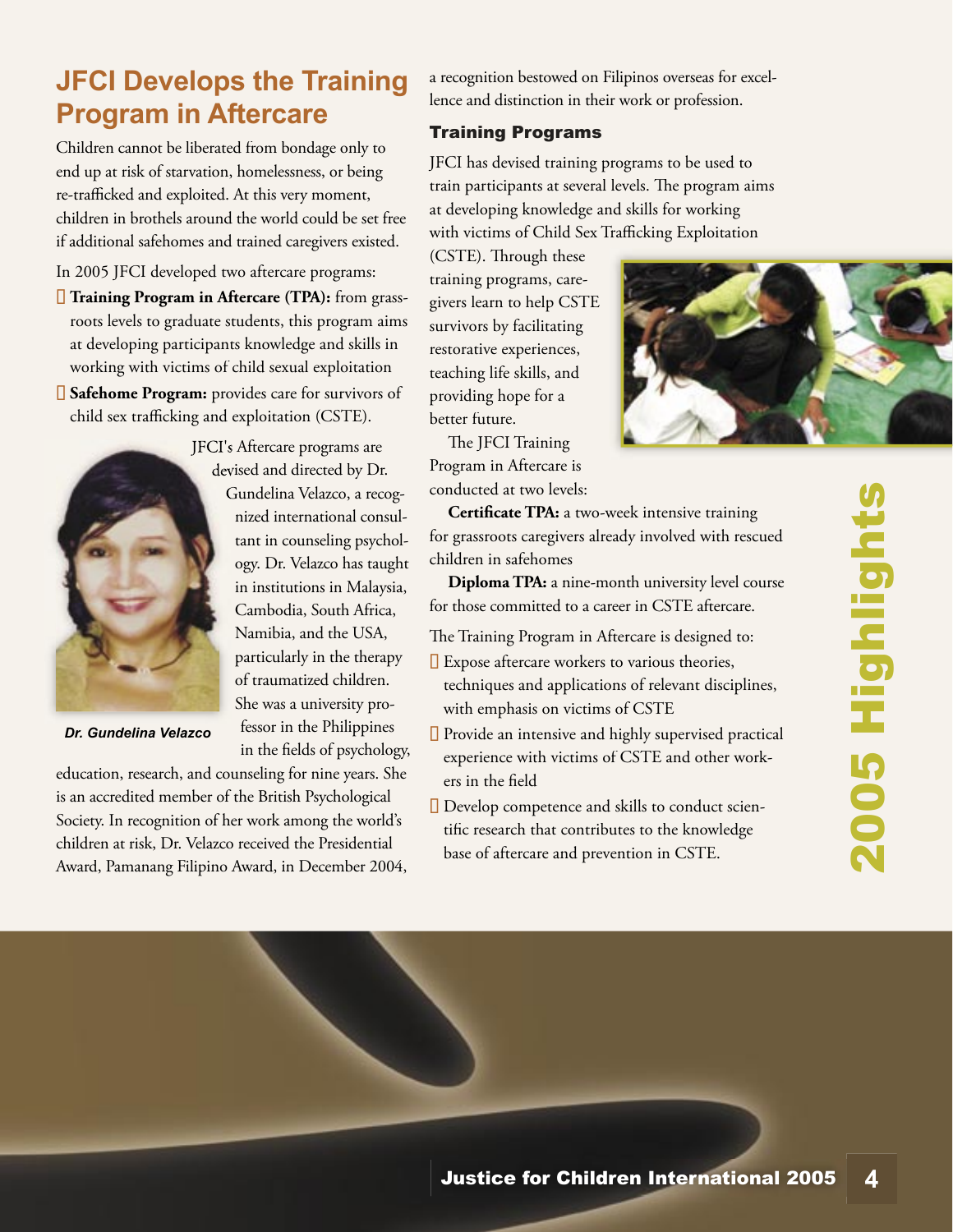## JFCI Develops the Training Program in Aftercare

Children cannot be liberated from bondage only to end up at risk of starvation, homelessness, or being re-trafficked and exploited. At this very moment, children in brothels around the world could be set free if additional safehomes and trained caregivers existed.

In 2005 JFCI developed two aftercare programs:

- **Training Program in Aftercare (TPA):** from grassroots levels to graduate students, this program aims at developing participants knowledge and skills in working with victims of child sexual exploitation
- **Safehome Program:** provides care for survivors of child sex trafficking and exploitation (CSTE).

*Dr. Gundelina Velazco*

JFCI's Aftercare programs are devised and directed by Dr. Gundelina Velazco, a recognized international consultant in counseling psychology. Dr. Velazco has taught in institutions in Malaysia, Cambodia, South Africa, Namibia, and the USA, particularly in the therapy of traumatized children. She was a university professor in the Philippines in the fields of psychology, education, research, and counseling for nine years. She is an accredited member of the British Psychological Society. In recognition of her work among the world's children at risk, Dr. Velazco received the Presidential Award, Pamanang Filipino Award, in December 2004, a recognition bestowed on Filipinos overseas for excellence and distinction in their work or profession.

### Training Programs

JFCI has devised training programs to be used to train participants at several levels. The program aims at developing knowledge and skills for working with victims of Child Sex Trafficking Exploitation (CSTE). Through these training programs, caregivers learn to help CSTE survivors by facilitating restorative experiences, teaching life skills, and providing hope for a better future.

The JFCI Training Program in Aftercare is conducted at two levels:

**Certificate TPA:** a two-week intensive training for grassroots caregivers already involved with rescued children in safehomes

**Diploma TPA:** a nine-month university level course for those committed to a career in CSTE aftercare.

The Training Program in Aftercare is designed to:

- Expose aftercare workers to various theories, techniques and applications of relevant disciplines, with emphasis on victims of CSTE
- Provide an intensive and highly supervised practical experience with victims of CSTE and other workers in the field
- Develop competence and skills to conduct scientific research that contributes to the knowledge base of aftercare and prevention in CSTE.

2005 Highlights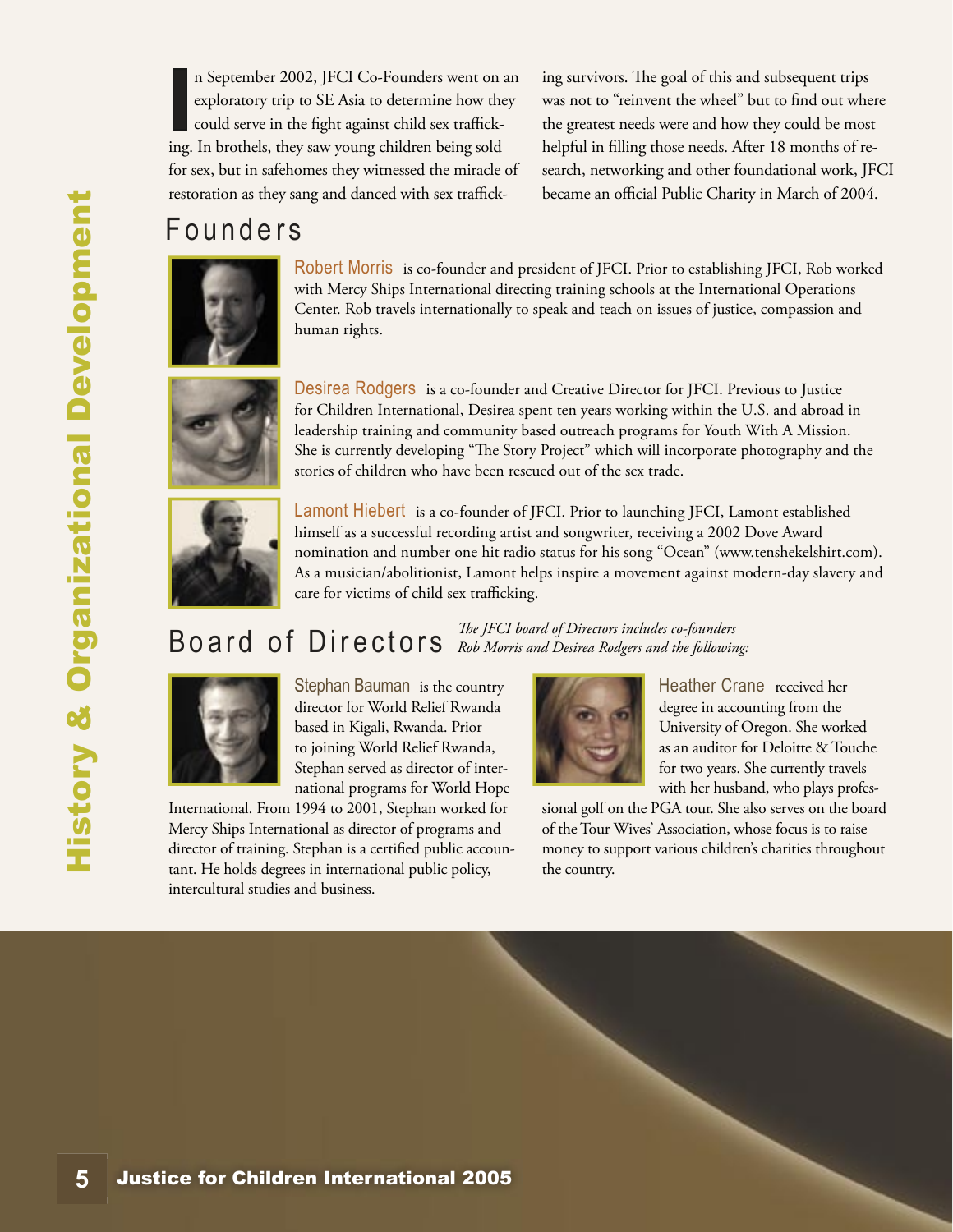In September 2002, JFCI Co-Founders went on an exploratory trip to SE Asia to determine how they could serve in the fight against child sex trafficking. In brothels, they saw young children being sold for sex, but in safehomes they witnessed the miracle of restoration as they sang and danced with sex trafficking survivors. The goal of this and subsequent trips was not to "reinvent the wheel" but to find out where the greatest needs were and how they could be most helpful in filling those needs. After 18 months of research, networking and other foundational work, JFCI became an official Public Charity in March of 2004.

## Founders

**Robert Morris** is co-founder and president of JFCI. Prior to establishing JFCI, Rob worked with Mercy Ships International directing training schools at the International Operations Center. Rob travels internationally to speak and teach on issues of justice, compassion and human rights.

**Desirea Rodgers** is a co-founder and Creative Director for JFCI. Previous to Justice for Children International, Desirea spent ten years working within the U.S. and abroad in leadership training and community based outreach programs for Youth With A Mission. She is currently developing "The Story Project" which will incorporate photography and the stories of children who have been rescued out of the sex trade.

**Lamont Hiebert** is a co-founder of JFCI. Prior to launching JFCI, Lamont established himself as a successful recording artist and songwriter, receiving a 2002 Dove Award nomination and number one hit radio status for his song "Ocean" (www.tenshekelshirt.com). As a musician/abolitionist, Lamont helps inspire a movement against modern-day slavery and care for victims of child sex trafficking.

## Board of Directors

*The JFCI board of Directors includes co-founders Rob Morris and Desirea Rodgers and the following:*

**Stephan Bauman** is the country director for World Relief Rwanda based in Kigali, Rwanda. Prior to joining World Relief Rwanda, Stephan served as director of international programs for World Hope International. From 1994 to 2001, Stephan worked for Mercy Ships International as director of programs and director of training. Stephan is a certified public accountant. He holds degrees in international public policy, intercultural studies and business.

**Heather Crane** received her degree in accounting from the University of Oregon. She worked as an auditor for Deloitte & Touche for two years. She currently travels with her husband, who plays professional golf on the PGA tour. She also serves on the board of the Tour Wives' Association, whose focus is to raise money to support various children's charities throughout the country.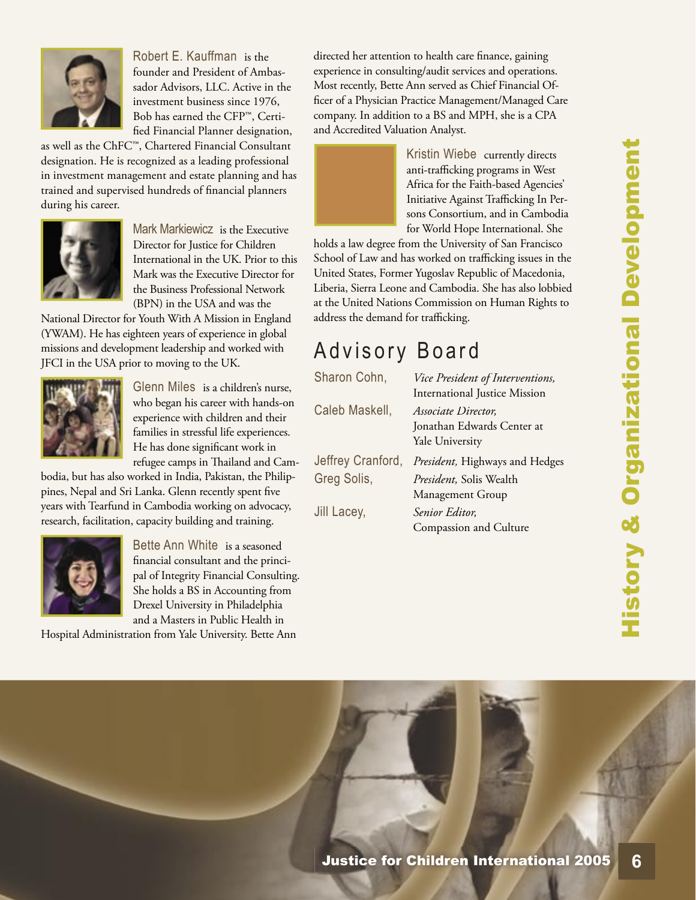**Robert E. Kauffman** is the founder and President of Ambassador Advisors, LLC. Active in the investment business since 1976, Bob has earned the CFP™, Certified Financial Planner designation, as well as the ChFC™, Chartered Financial Consultant designation. He is recognized as a leading professional in investment management and estate planning and has trained and supervised hundreds of financial planners during his career.

**Mark Markiewicz** is the Executive Director for Justice for Children International in the UK. Prior to this Mark was the Executive Director for the Business Professional Network (BPN) in the USA and was the National Director for Youth With A Mission in England (YWAM). He has eighteen years of experience in global missions and development leadership and worked with JFCI in the USA prior to moving to the UK.

**Glenn Miles** is a children's nurse, who began his career with hands-on experience with children and their families in stressful life experiences. He has done significant work in refugee camps in Thailand and Cambodia, but has also worked in India, Pakistan, the Philippines, Nepal and Sri Lanka. Glenn recently spent five years with Tearfund in Cambodia working on advocacy, research, facilitation, capacity building and training.

**Bette Ann White** is a seasoned financial consultant and the principal of Integrity Financial Consulting. She holds a BS in Accounting from Drexel University in Philadelphia and a Masters in Public Health in Hospital Administration from Yale University. Bette Ann directed her attention to health care finance, gaining experience in consulting/audit services and operations. Most recently, Bette Ann served as Chief Financial Officer of a Physician Practice Management/Managed Care company. In addition to a BS and MPH, she is a CPA and Accredited Valuation Analyst.

**Kristin Wiebe** currently directs anti-trafficking programs in West Africa for the Faith-based Agencies' Initiative Against Trafficking In Persons Consortium, and in Cambodia for World Hope International. She holds a law degree from the University of San Francisco School of Law and has worked on trafficking issues in the United States, Former Yugoslav Republic of Macedonia, Liberia, Sierra Leone and Cambodia. She has also lobbied at the United Nations Commission on Human Rights to address the demand for trafficking.

## Advisory Board

| | |
|---|---|
| Sharon Cohn, | *Vice President of Interventions,* International Justice Mission |
| Caleb Maskell, | *Associate Director,* Jonathan Edwards Center at Yale University |
| Jeffrey Cranford, | *President,* Highways and Hedges |
| Greg Solis, | *President,* Solis Wealth Management Group |
| Jill Lacey, | *Senior Editor,* Compassion and Culture |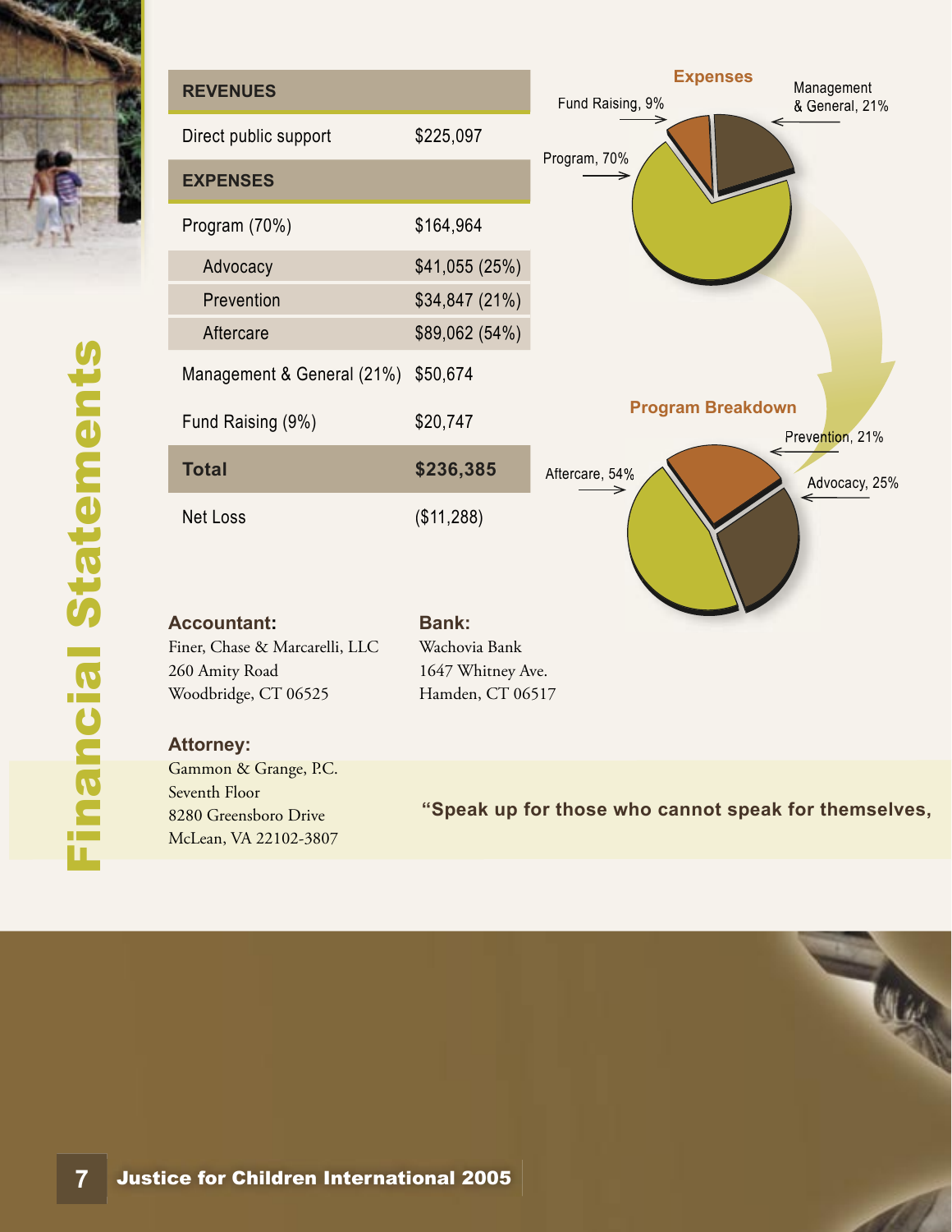# Financial Statements

| REVENUES | |
|---|---|
| Direct public support | $225,097 |
| **EXPENSES** | |
| Program (70%) | $164,964 |
| Advocacy | $41,055 (25%) |
| Prevention | $34,847 (21%) |
| Aftercare | $89,062 (54%) |
| Management & General (21%) | $50,674 |
| Fund Raising (9%) | $20,747 |
| **Total** | **$236,385** |
| Net Loss | ($11,288) |

**Expenses**

- Program, 70%
- Management & General, 21%
- Fund Raising, 9%

**Program Breakdown**

- Aftercare, 54%
- Advocacy, 25%
- Prevention, 21%

**Accountant:**
Finer, Chase & Marcarelli, LLC
260 Amity Road
Woodbridge, CT 06525

**Bank:**
Wachovia Bank
1647 Whitney Ave.
Hamden, CT 06517

**Attorney:**
Gammon & Grange, P.C.
Seventh Floor
8280 Greensboro Drive
McLean, VA 22102-3807

**"Speak up for those who cannot speak for themselves,**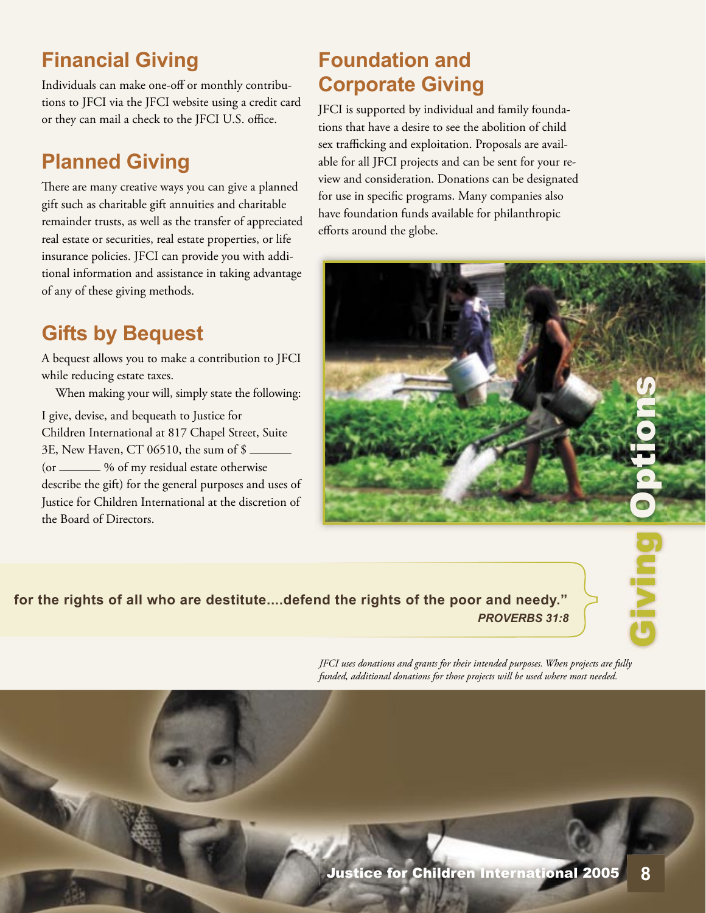## Financial Giving

Individuals can make one-off or monthly contributions to JFCI via the JFCI website using a credit card or they can mail a check to the JFCI U.S. office.

## Planned Giving

There are many creative ways you can give a planned gift such as charitable gift annuities and charitable remainder trusts, as well as the transfer of appreciated real estate or securities, real estate properties, or life insurance policies. JFCI can provide you with additional information and assistance in taking advantage of any of these giving methods.

## Gifts by Bequest

A bequest allows you to make a contribution to JFCI while reducing estate taxes.

When making your will, simply state the following:

I give, devise, and bequeath to Justice for Children International at 817 Chapel Street, Suite 3E, New Haven, CT 06510, the sum of $ ______ (or ______ % of my residual estate otherwise describe the gift) for the general purposes and uses of Justice for Children International at the discretion of the Board of Directors.

## Foundation and Corporate Giving

JFCI is supported by individual and family foundations that have a desire to see the abolition of child sex trafficking and exploitation. Proposals are available for all JFCI projects and can be sent for your review and consideration. Donations can be designated for use in specific programs. Many companies also have foundation funds available for philanthropic efforts around the globe.

# Giving Options

**for the rights of all who are destitute....defend the rights of the poor and needy."**
***PROVERBS 31:8***

*JFCI uses donations and grants for their intended purposes. When projects are fully funded, additional donations for those projects will be used where most needed.*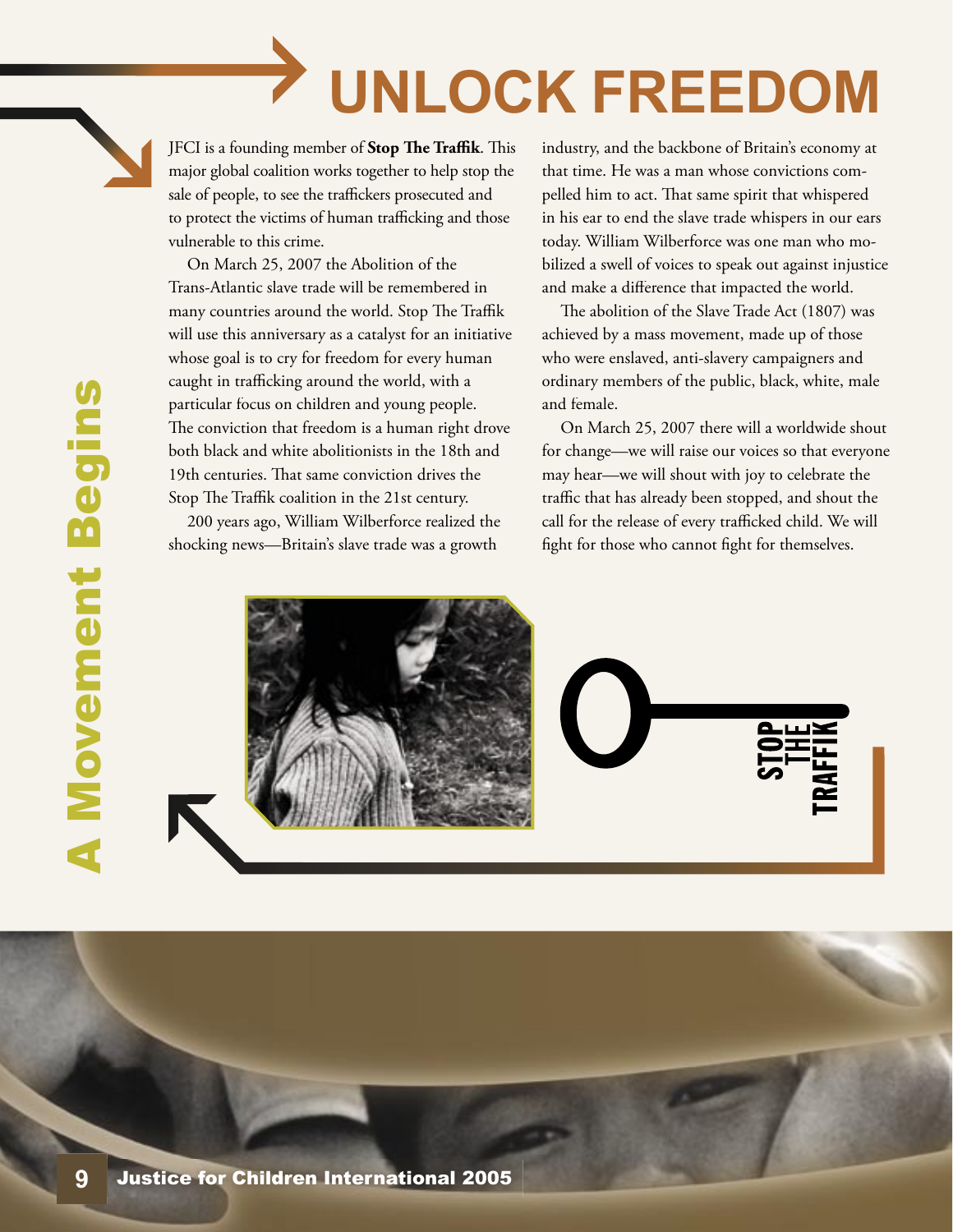# UNLOCK FREEDOM

## A Movement Begins

JFCI is a founding member of **Stop The Traffik**. This major global coalition works together to help stop the sale of people, to see the traffickers prosecuted and to protect the victims of human trafficking and those vulnerable to this crime.

On March 25, 2007 the Abolition of the Trans-Atlantic slave trade will be remembered in many countries around the world. Stop The Traffik will use this anniversary as a catalyst for an initiative whose goal is to cry for freedom for every human caught in trafficking around the world, with a particular focus on children and young people. The conviction that freedom is a human right drove both black and white abolitionists in the 18th and 19th centuries. That same conviction drives the Stop The Traffik coalition in the 21st century.

200 years ago, William Wilberforce realized the shocking news—Britain's slave trade was a growth industry, and the backbone of Britain's economy at that time. He was a man whose convictions compelled him to act. That same spirit that whispered in his ear to end the slave trade whispers in our ears today. William Wilberforce was one man who mobilized a swell of voices to speak out against injustice and make a difference that impacted the world.

The abolition of the Slave Trade Act (1807) was achieved by a mass movement, made up of those who were enslaved, anti-slavery campaigners and ordinary members of the public, black, white, male and female.

On March 25, 2007 there will a worldwide shout for change—we will raise our voices so that everyone may hear—we will shout with joy to celebrate the traffic that has already been stopped, and shout the call for the release of every trafficked child. We will fight for those who cannot fight for themselves.

STOP THE TRAFFIK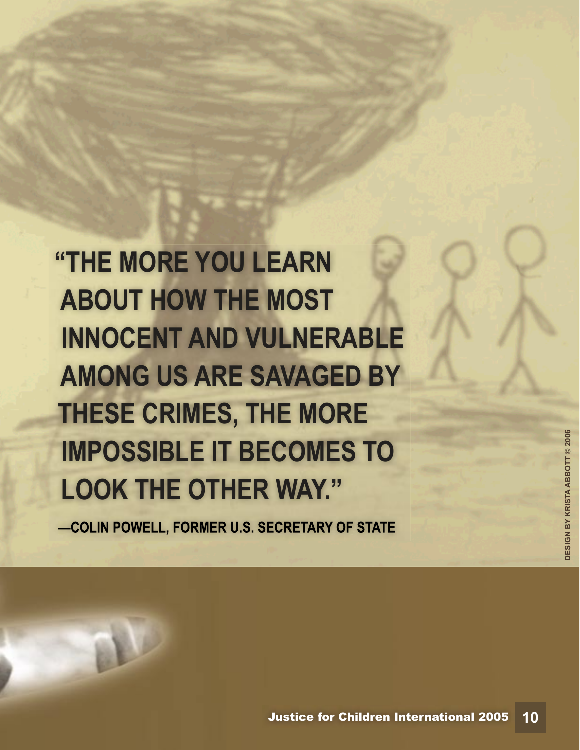**"THE MORE YOU LEARN ABOUT HOW THE MOST INNOCENT AND VULNERABLE AMONG US ARE SAVAGED BY THESE CRIMES, THE MORE IMPOSSIBLE IT BECOMES TO LOOK THE OTHER WAY."**

**—COLIN POWELL, FORMER U.S. SECRETARY OF STATE**

DESIGN BY KRISTA ABBOTT © 2006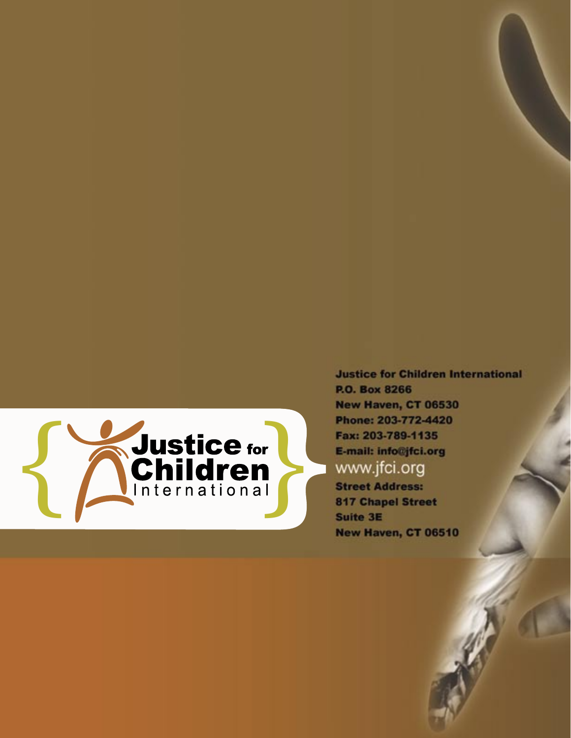Justice for Children International

Justice for Children International
P.O. Box 8266
New Haven, CT 06530
Phone: 203-772-4420
Fax: 203-789-1135
E-mail: info@jfci.org
www.jfci.org
Street Address:
817 Chapel Street
Suite 3E
New Haven, CT 06510